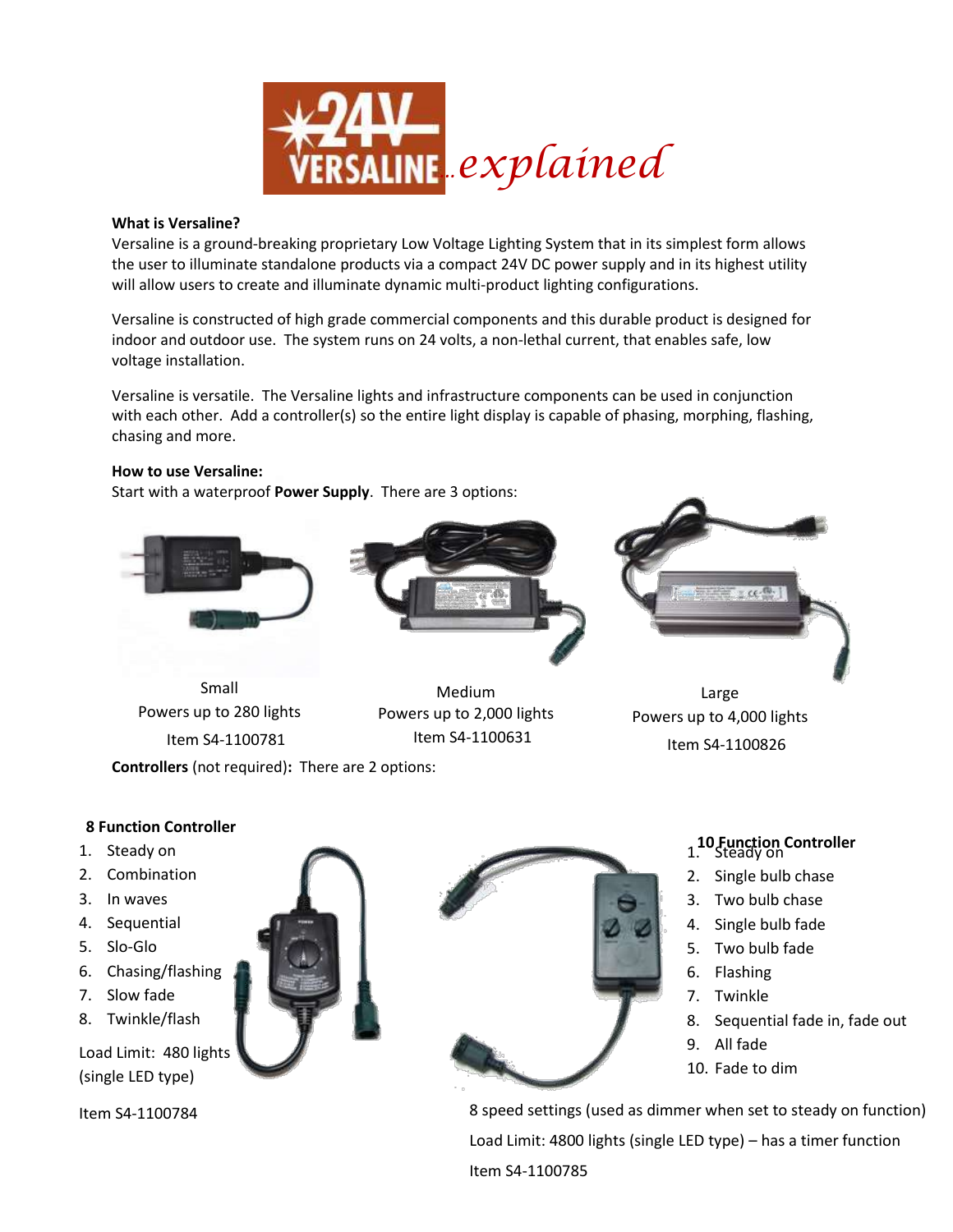# 24V VERSALINE ..explained

**What is Versaline?**

Versaline is a ground-breaking proprietary Low Voltage Lighting System that in its simplest form allows the user to illuminate standalone products via a compact 24V DC power supply and in its highest utility will allow users to create and illuminate dynamic multi-product lighting configurations.

Versaline is constructed of high grade commercial components and this durable product is designed for indoor and outdoor use. The system runs on 24 volts, a non-lethal current, that enables safe, low voltage installation.

Versaline is versatile. The Versaline lights and infrastructure components can be used in conjunction with each other. Add a controller(s) so the entire light display is capable of phasing, morphing, flashing, chasing and more.

**How to use Versaline:**

Start with a waterproof **Power Supply**. There are 3 options:

Small
Powers up to 280 lights
Item S4-1100781

Medium
Powers up to 2,000 lights
Item S4-1100631

Large
Powers up to 4,000 lights
Item S4-1100826

**Controllers** (not required)**:** There are 2 options:

**8 Function Controller**

1. Steady on
2. Combination
3. In waves
4. Sequential
5. Slo-Glo
6. Chasing/flashing
7. Slow fade
8. Twinkle/flash

Load Limit: 480 lights (single LED type)

Item S4-1100784

**10 Function Controller**

1. Steady on
2. Single bulb chase
3. Two bulb chase
4. Single bulb fade
5. Two bulb fade
6. Flashing
7. Twinkle
8. Sequential fade in, fade out
9. All fade
10. Fade to dim

8 speed settings (used as dimmer when set to steady on function)

Load Limit: 4800 lights (single LED type) – has a timer function

Item S4-1100785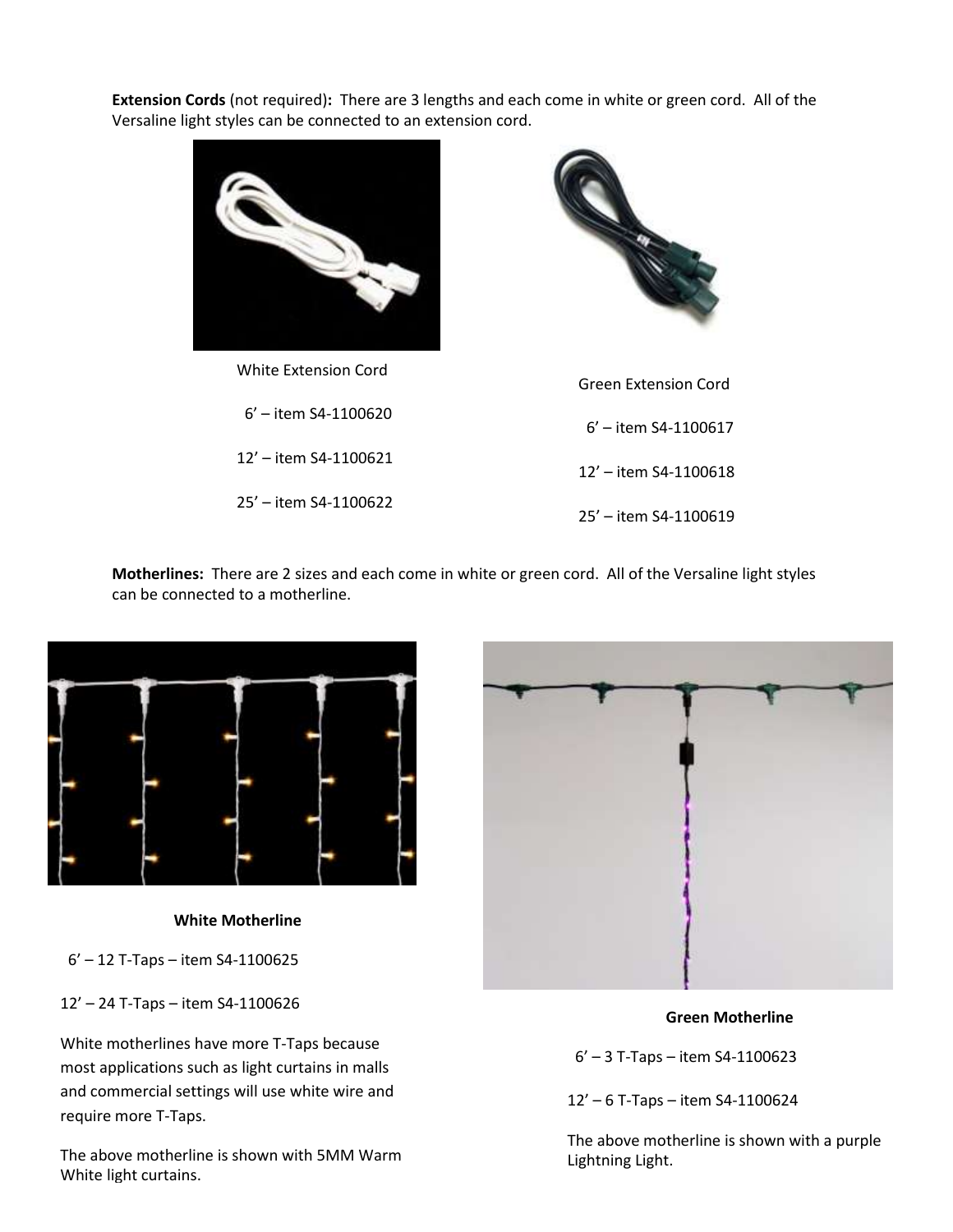**Extension Cords** (not required)**:** There are 3 lengths and each come in white or green cord. All of the Versaline light styles can be connected to an extension cord.

White Extension Cord

6' – item S4-1100620

12' – item S4-1100621

25' – item S4-1100622

Green Extension Cord

6' – item S4-1100617

12' – item S4-1100618

25' – item S4-1100619

**Motherlines:** There are 2 sizes and each come in white or green cord. All of the Versaline light styles can be connected to a motherline.

**White Motherline**

6' – 12 T-Taps – item S4-1100625

12' – 24 T-Taps – item S4-1100626

White motherlines have more T-Taps because most applications such as light curtains in malls and commercial settings will use white wire and require more T-Taps.

The above motherline is shown with 5MM Warm White light curtains.

**Green Motherline**

6' – 3 T-Taps – item S4-1100623

12' – 6 T-Taps – item S4-1100624

The above motherline is shown with a purple Lightning Light.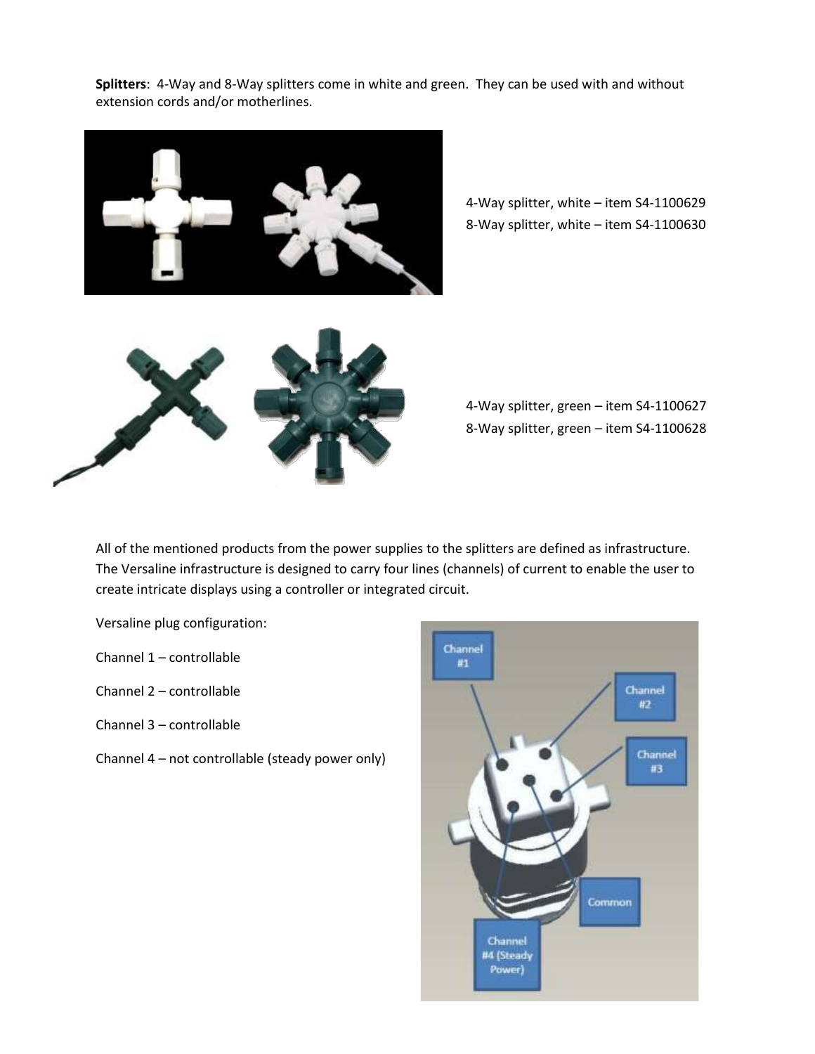**Splitters**: 4-Way and 8-Way splitters come in white and green. They can be used with and without extension cords and/or motherlines.

4-Way splitter, white – item S4-1100629
8-Way splitter, white – item S4-1100630

4-Way splitter, green – item S4-1100627
8-Way splitter, green – item S4-1100628

All of the mentioned products from the power supplies to the splitters are defined as infrastructure. The Versaline infrastructure is designed to carry four lines (channels) of current to enable the user to create intricate displays using a controller or integrated circuit.

Versaline plug configuration:

Channel 1 – controllable

Channel 2 – controllable

Channel 3 – controllable

Channel 4 – not controllable (steady power only)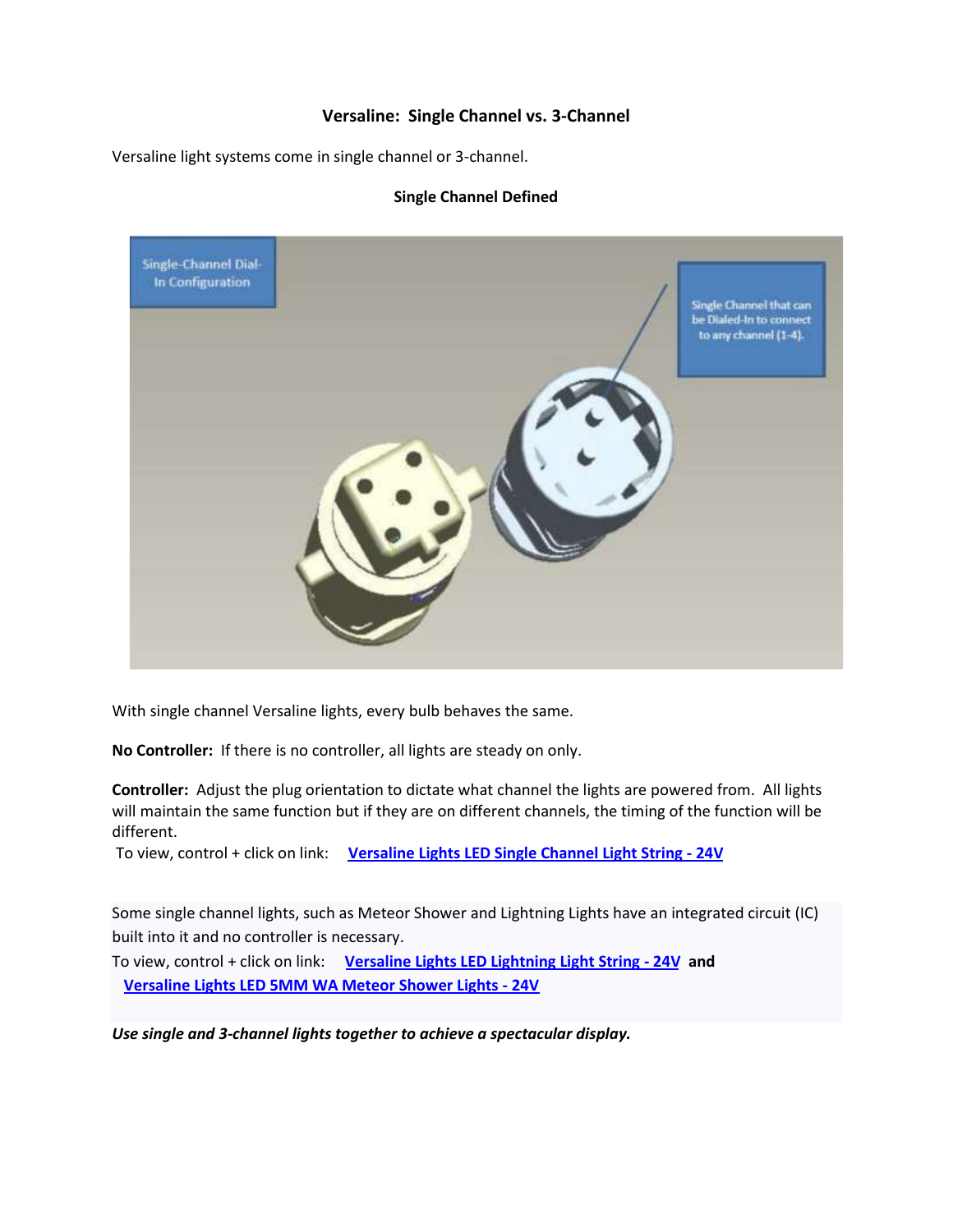## Versaline: Single Channel vs. 3-Channel

Versaline light systems come in single channel or 3-channel.

### Single Channel Defined

With single channel Versaline lights, every bulb behaves the same.

**No Controller:** If there is no controller, all lights are steady on only.

**Controller:** Adjust the plug orientation to dictate what channel the lights are powered from. All lights will maintain the same function but if they are on different channels, the timing of the function will be different.

To view, control + click on link: **Versaline Lights LED Single Channel Light String - 24V**

Some single channel lights, such as Meteor Shower and Lightning Lights have an integrated circuit (IC) built into it and no controller is necessary.

To view, control + click on link: **Versaline Lights LED Lightning Light String - 24V** **and** **Versaline Lights LED 5MM WA Meteor Shower Lights - 24V**

***Use single and 3-channel lights together to achieve a spectacular display.***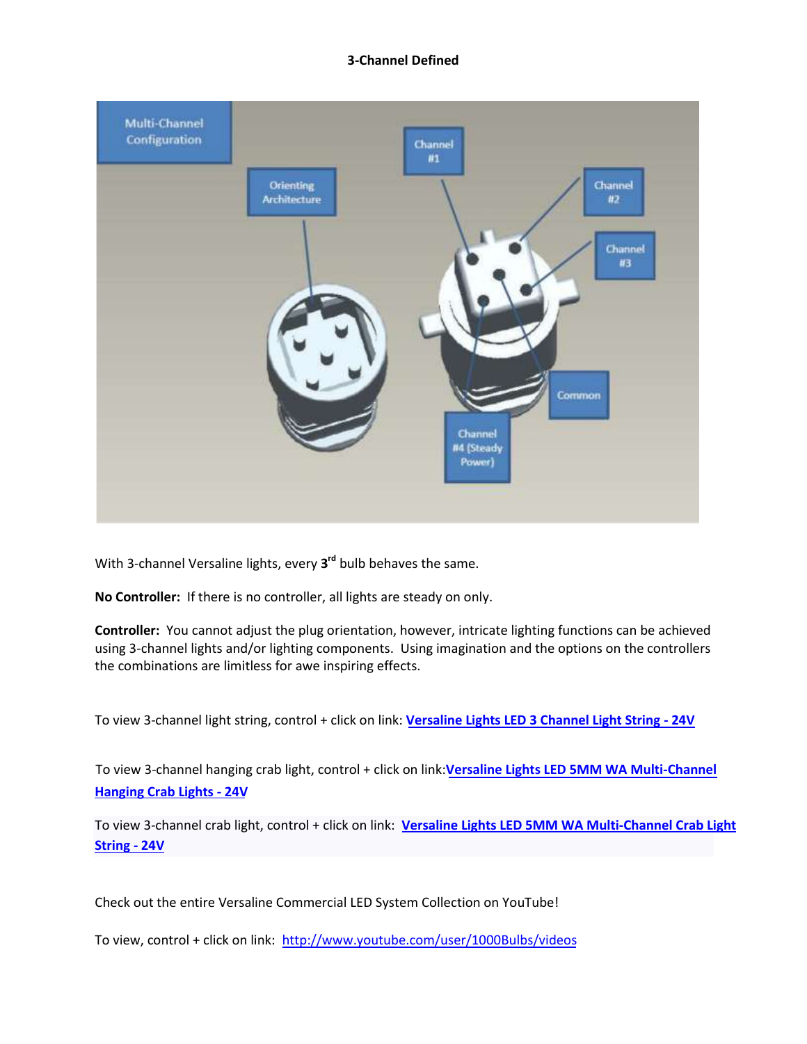**3-Channel Defined**

With 3-channel Versaline lights, every 3rd bulb behaves the same.

**No Controller:** If there is no controller, all lights are steady on only.

**Controller:** You cannot adjust the plug orientation, however, intricate lighting functions can be achieved using 3-channel lights and/or lighting components. Using imagination and the options on the controllers the combinations are limitless for awe inspiring effects.

To view 3-channel light string, control + click on link: **Versaline Lights LED 3 Channel Light String - 24V**

To view 3-channel hanging crab light, control + click on link: **Versaline Lights LED 5MM WA Multi-Channel Hanging Crab Lights - 24V**

To view 3-channel crab light, control + click on link: **Versaline Lights LED 5MM WA Multi-Channel Crab Light String - 24V**

Check out the entire Versaline Commercial LED System Collection on YouTube!

To view, control + click on link: http://www.youtube.com/user/1000Bulbs/videos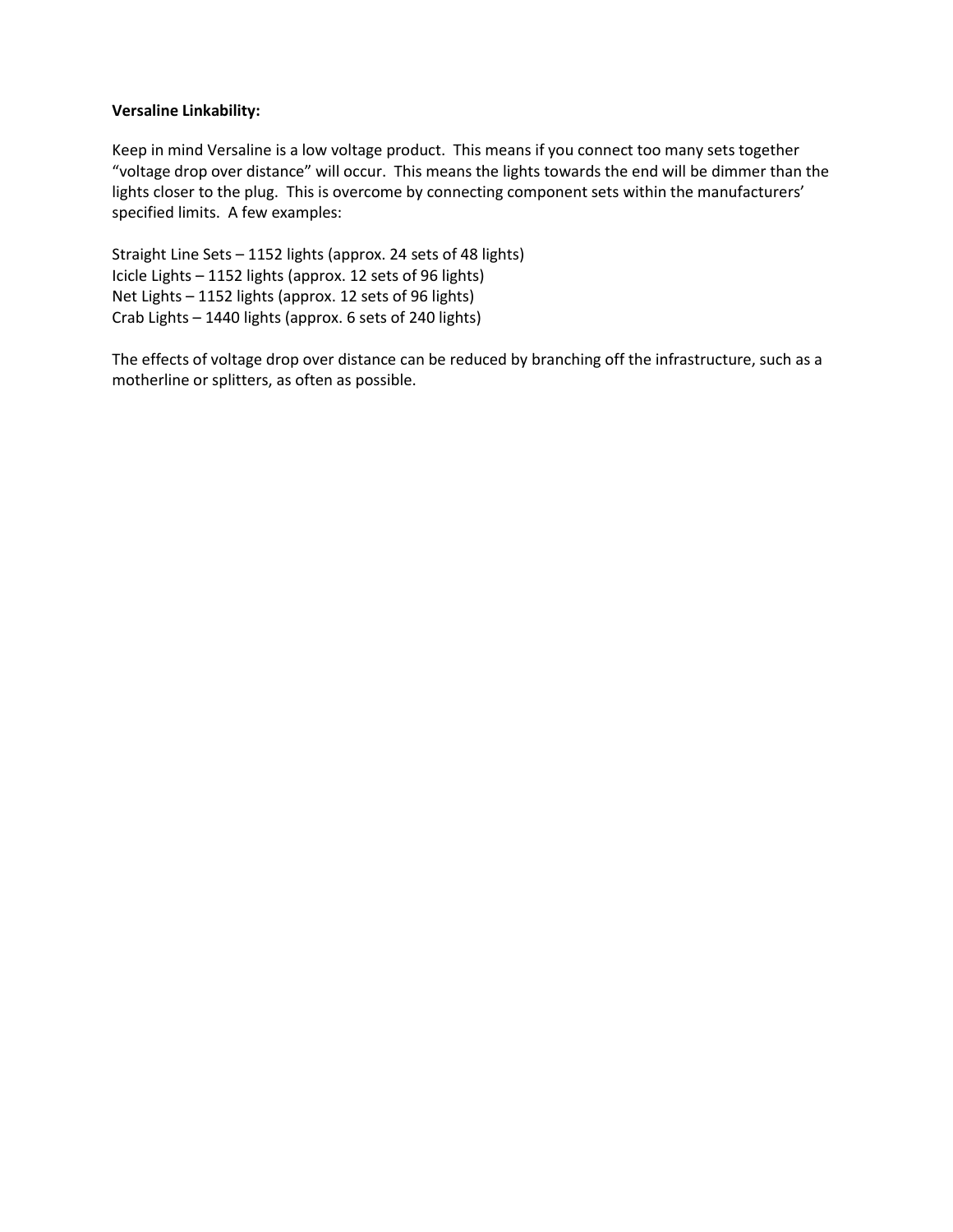**Versaline Linkability:**

Keep in mind Versaline is a low voltage product. This means if you connect too many sets together "voltage drop over distance" will occur. This means the lights towards the end will be dimmer than the lights closer to the plug. This is overcome by connecting component sets within the manufacturers' specified limits. A few examples:

Straight Line Sets – 1152 lights (approx. 24 sets of 48 lights)
Icicle Lights – 1152 lights (approx. 12 sets of 96 lights)
Net Lights – 1152 lights (approx. 12 sets of 96 lights)
Crab Lights – 1440 lights (approx. 6 sets of 240 lights)

The effects of voltage drop over distance can be reduced by branching off the infrastructure, such as a motherline or splitters, as often as possible.